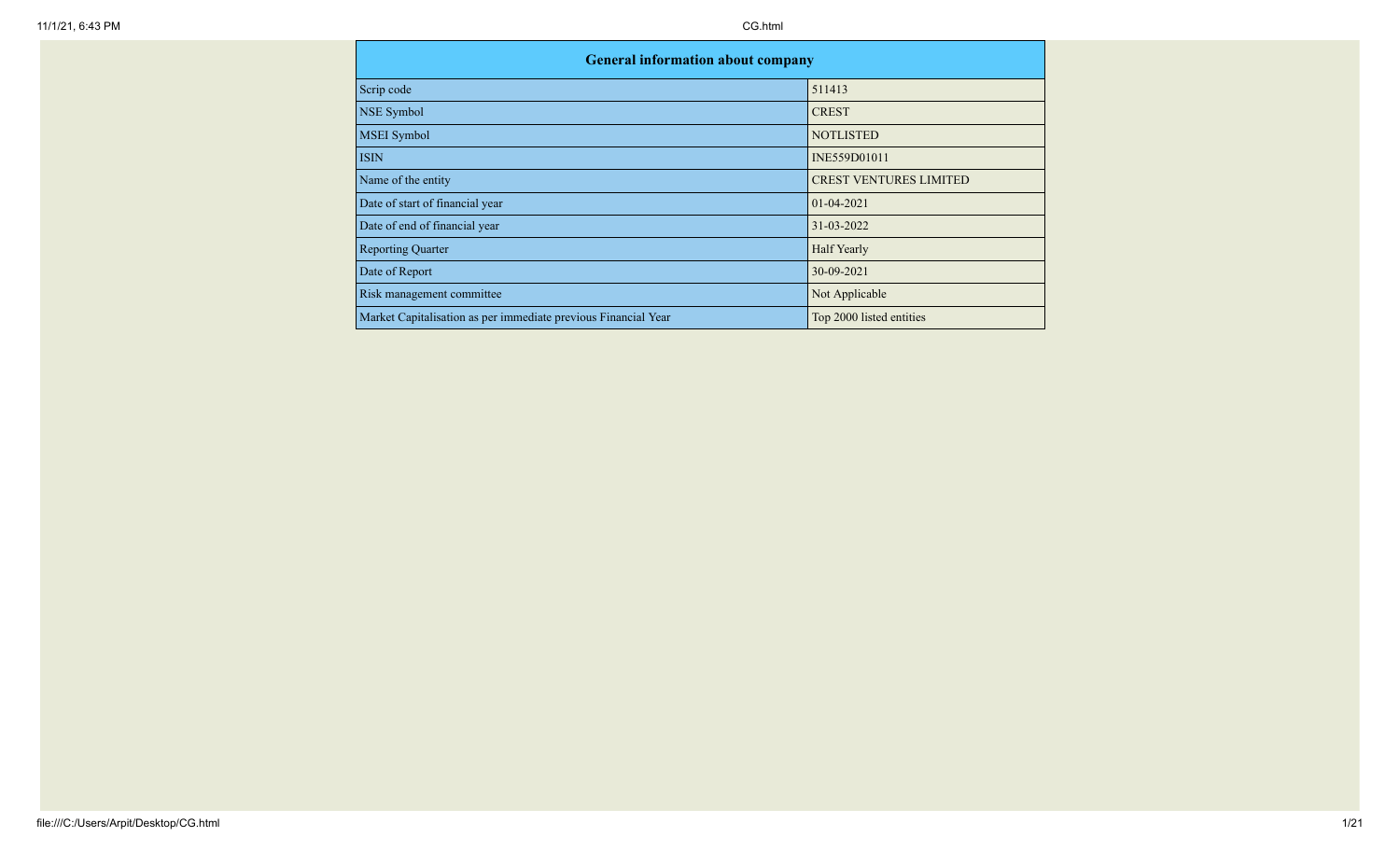| General information about company | |
| --- | --- |
| Scrip code | 511413 |
| NSE Symbol | CREST |
| MSEI Symbol | NOTLISTED |
| ISIN | INE559D01011 |
| Name of the entity | CREST VENTURES LIMITED |
| Date of start of financial year | 01-04-2021 |
| Date of end of financial year | 31-03-2022 |
| Reporting Quarter | Half Yearly |
| Date of Report | 30-09-2021 |
| Risk management committee | Not Applicable |
| Market Capitalisation as per immediate previous Financial Year | Top 2000 listed entities |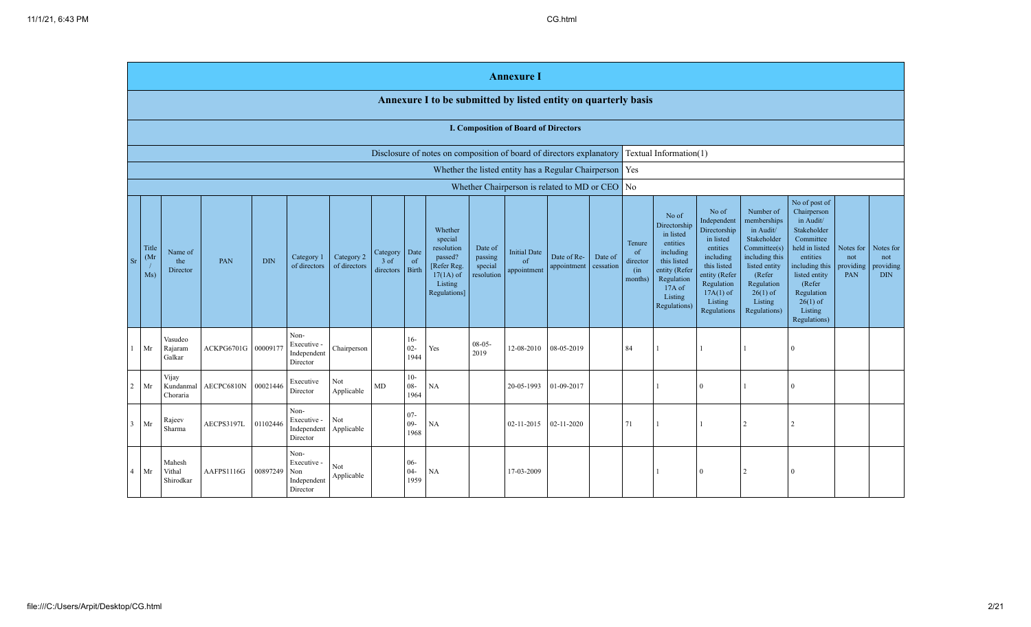# Annexure I

## Annexure I to be submitted by listed entity on quarterly basis

### I. Composition of Board of Directors

| | |
|---|---|
| Disclosure of notes on composition of board of directors explanatory | Textual Information(1) |
| Whether the listed entity has a Regular Chairperson | Yes |
| Whether Chairperson is related to MD or CEO | No |

| Sr | Title (Mr / Ms) | Name of the Director | PAN | DIN | Category 1 of directors | Category 2 of directors | Category 3 of directors | Date of Birth | Whether special resolution passed? [Refer Reg. 17(1A) of Listing Regulations] | Date of passing special resolution | Initial Date of appointment | Date of Re-appointment | Date of cessation | Tenure of director (in months) | No of Directorship in listed entities including this listed entity (Refer Regulation 17A of Listing Regulations) | No of Independent Directorship in listed entities including this listed entity (Refer Regulation 17A(1) of Listing Regulations | Number of memberships in Audit/ Stakeholder Committee(s) including this listed entity (Refer Regulation 26(1) of Listing Regulations) | No of post of Chairperson in Audit/ Stakeholder Committee held in listed entities including this listed entity (Refer Regulation 26(1) of Listing Regulations) | Notes for not providing PAN | Notes for not providing DIN |
|---|---|---|---|---|---|---|---|---|---|---|---|---|---|---|---|---|---|---|---|---|
| 1 | Mr | Vasudeo Rajaram Galkar | ACKPG6701G | 00009177 | Non-Executive - Independent Director | Chairperson | | 16-02-1944 | Yes | 08-05-2019 | 12-08-2010 | 08-05-2019 | | 84 | 1 | 1 | 1 | 0 | | |
| 2 | Mr | Vijay Kundanmal Choraria | AECPC6810N | 00021446 | Executive Director | Not Applicable | MD | 10-08-1964 | NA | | 20-05-1993 | 01-09-2017 | | | 1 | 0 | 1 | 0 | | |
| 3 | Mr | Rajeev Sharma | AECPS3197L | 01102446 | Non-Executive - Independent Director | Not Applicable | | 07-09-1968 | NA | | 02-11-2015 | 02-11-2020 | | 71 | 1 | 1 | 2 | 2 | | |
| 4 | Mr | Mahesh Vithal Shirodkar | AAFPS1116G | 00897249 | Non-Executive - Non Independent Director | Not Applicable | | 06-04-1959 | NA | | 17-03-2009 | | | | 1 | 0 | 2 | 0 | | |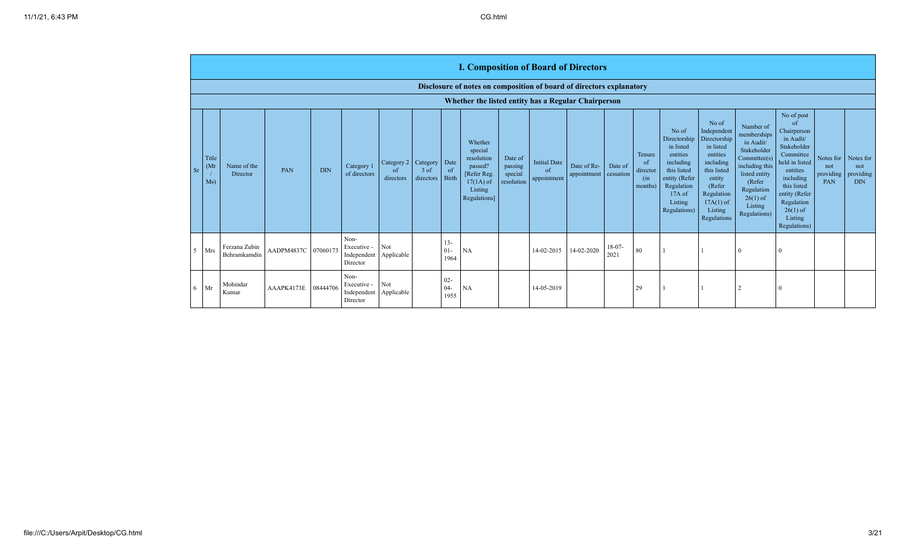| I. Composition of Board of Directors | | | | | | | | | | | | | | | | | | | | | |
|---|---|---|---|---|---|---|---|---|---|---|---|---|---|---|---|---|---|---|---|---|---|
| Disclosure of notes on composition of board of directors explanatory | | | | | | | | | | | | | | | | | | | | | |
| Whether the listed entity has a Regular Chairperson | | | | | | | | | | | | | | | | | | | | | |
| Sr | Title (Mr / Ms) | Name of the Director | PAN | DIN | Category 1 of directors | Category 2 of directors | Category 3 of directors | Date of Birth | Whether special resolution passed? [Refer Reg. 17(1A) of Listing Regulations] | Date of passing special resolution | Initial Date of appointment | Date of Re-appointment | Date of cessation | Tenure of director (in months) | No of Directorship in listed entities including this listed entity (Refer Regulation 17A of Listing Regulations) | No of Independent Directorship in listed entities including this listed entity (Refer Regulation 17A(1) of Listing Regulations | Number of memberships in Audit/ Stakeholder Committee(s) including this listed entity (Refer Regulation 26(1) of Listing Regulations) | No of post of Chairperson in Audit/ Stakeholder Committee held in listed entities including this listed entity (Refer Regulation 26(1) of Listing Regulations) | Notes for not providing PAN | Notes for not providing DIN |
| 5 | Mrs | Ferzana Zubin Behramkamdin | AADPM4837C | 07060173 | Non-Executive - Independent Director | Not Applicable | | 13-01-1964 | NA | | 14-02-2015 | 14-02-2020 | 18-07-2021 | 80 | 1 | 1 | 0 | 0 | | |
| 6 | Mr | Mohindar Kumar | AAAPK4173E | 08444706 | Non-Executive - Independent Director | Not Applicable | | 02-04-1955 | NA | | 14-05-2019 | | | 29 | 1 | 1 | 2 | 0 | | |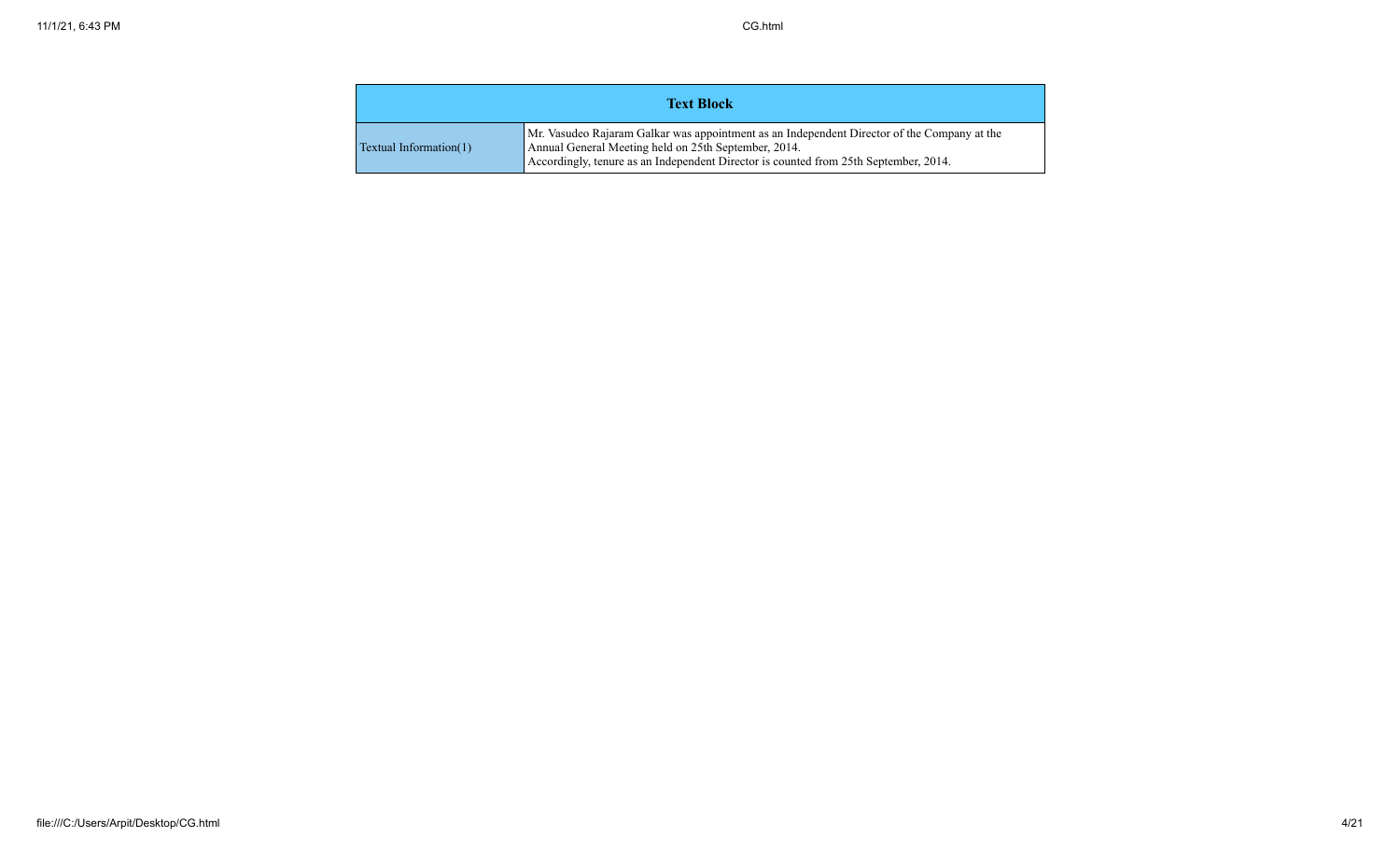| Text Block | |
|---|---|
| Textual Information(1) | Mr. Vasudeo Rajaram Galkar was appointment as an Independent Director of the Company at the Annual General Meeting held on 25th September, 2014. Accordingly, tenure as an Independent Director is counted from 25th September, 2014. |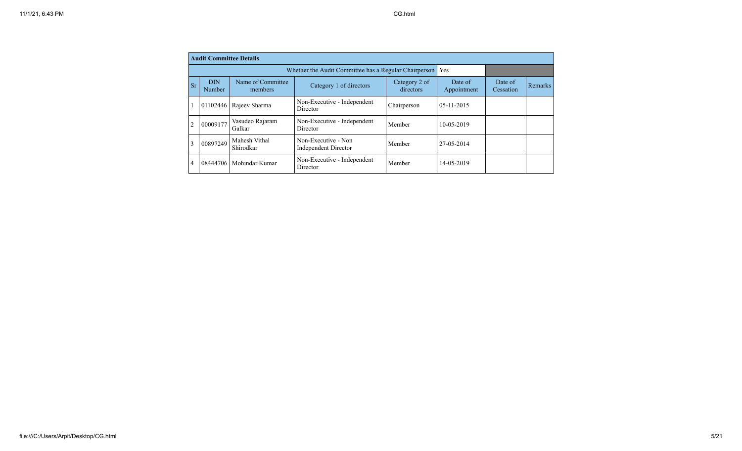| Audit Committee Details | | | | | | | |
|---|---|---|---|---|---|---|---|
| Whether the Audit Committee has a Regular Chairperson | | | | | Yes | | |
| Sr | DIN Number | Name of Committee members | Category 1 of directors | Category 2 of directors | Date of Appointment | Date of Cessation | Remarks |
| 1 | 01102446 | Rajeev Sharma | Non-Executive - Independent Director | Chairperson | 05-11-2015 | | |
| 2 | 00009177 | Vasudeo Rajaram Galkar | Non-Executive - Independent Director | Member | 10-05-2019 | | |
| 3 | 00897249 | Mahesh Vithal Shirodkar | Non-Executive - Non Independent Director | Member | 27-05-2014 | | |
| 4 | 08444706 | Mohindar Kumar | Non-Executive - Independent Director | Member | 14-05-2019 | | |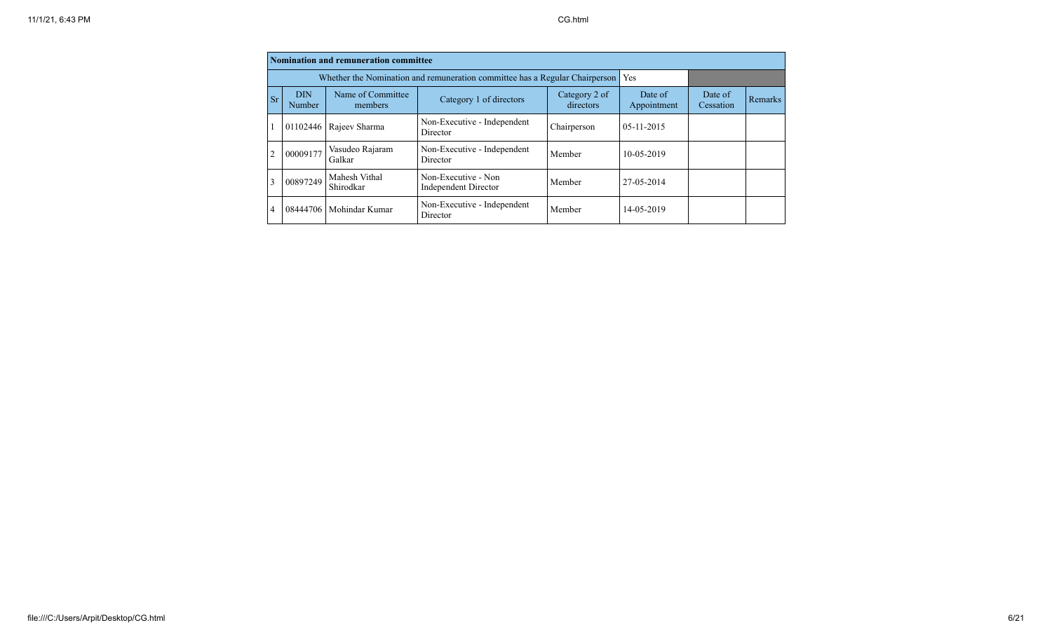| Nomination and remuneration committee | | | | | | | |
|---|---|---|---|---|---|---|---|
| Whether the Nomination and remuneration committee has a Regular Chairperson | | | | | Yes | | |
| Sr | DIN Number | Name of Committee members | Category 1 of directors | Category 2 of directors | Date of Appointment | Date of Cessation | Remarks |
| 1 | 01102446 | Rajeev Sharma | Non-Executive - Independent Director | Chairperson | 05-11-2015 | | |
| 2 | 00009177 | Vasudeo Rajaram Galkar | Non-Executive - Independent Director | Member | 10-05-2019 | | |
| 3 | 00897249 | Mahesh Vithal Shirodkar | Non-Executive - Non Independent Director | Member | 27-05-2014 | | |
| 4 | 08444706 | Mohindar Kumar | Non-Executive - Independent Director | Member | 14-05-2019 | | |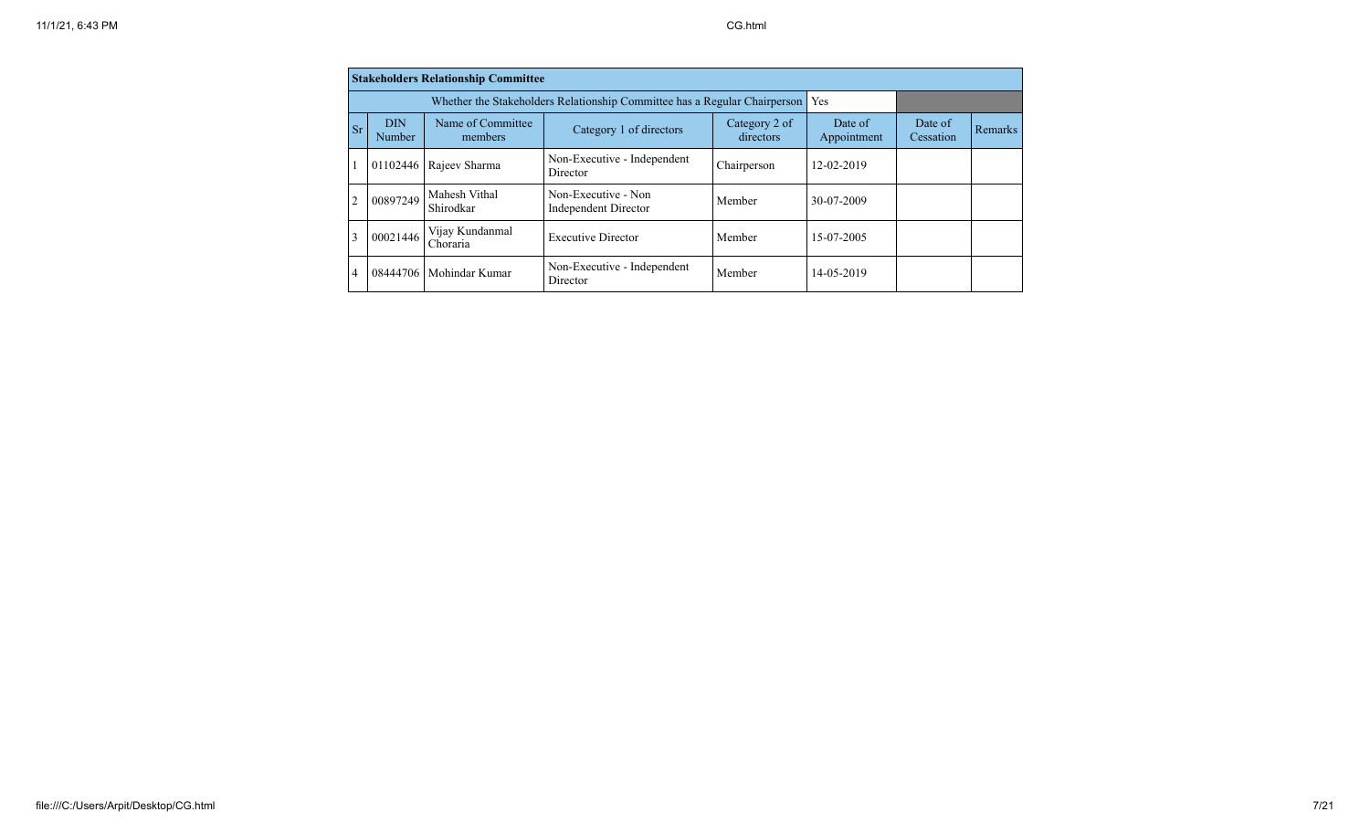| Stakeholders Relationship Committee | | | | | | | |
|---|---|---|---|---|---|---|---|
| Whether the Stakeholders Relationship Committee has a Regular Chairperson | | | | | Yes | | |
| Sr | DIN Number | Name of Committee members | Category 1 of directors | Category 2 of directors | Date of Appointment | Date of Cessation | Remarks |
| 1 | 01102446 | Rajeev Sharma | Non-Executive - Independent Director | Chairperson | 12-02-2019 | | |
| 2 | 00897249 | Mahesh Vithal Shirodkar | Non-Executive - Non Independent Director | Member | 30-07-2009 | | |
| 3 | 00021446 | Vijay Kundanmal Choraria | Executive Director | Member | 15-07-2005 | | |
| 4 | 08444706 | Mohindar Kumar | Non-Executive - Independent Director | Member | 14-05-2019 | | |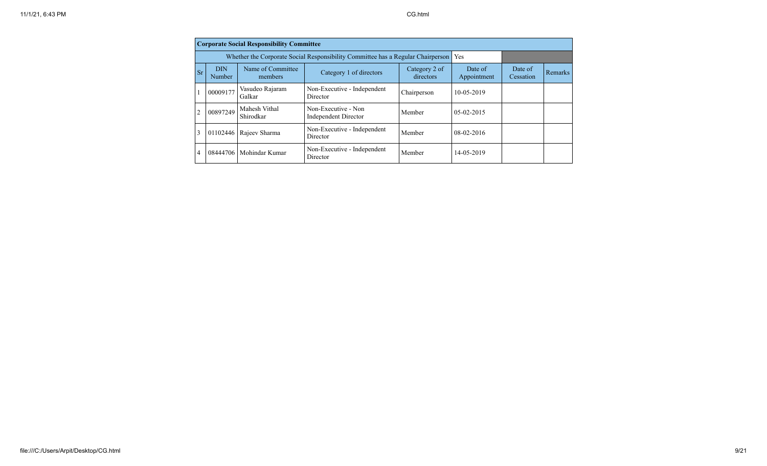| Corporate Social Responsibility Committee | | | | | | | |
|---|---|---|---|---|---|---|---|
| Whether the Corporate Social Responsibility Committee has a Regular Chairperson | | | | | Yes | | |
| Sr | DIN Number | Name of Committee members | Category 1 of directors | Category 2 of directors | Date of Appointment | Date of Cessation | Remarks |
| 1 | 00009177 | Vasudeo Rajaram Galkar | Non-Executive - Independent Director | Chairperson | 10-05-2019 | | |
| 2 | 00897249 | Mahesh Vithal Shirodkar | Non-Executive - Non Independent Director | Member | 05-02-2015 | | |
| 3 | 01102446 | Rajeev Sharma | Non-Executive - Independent Director | Member | 08-02-2016 | | |
| 4 | 08444706 | Mohindar Kumar | Non-Executive - Independent Director | Member | 14-05-2019 | | |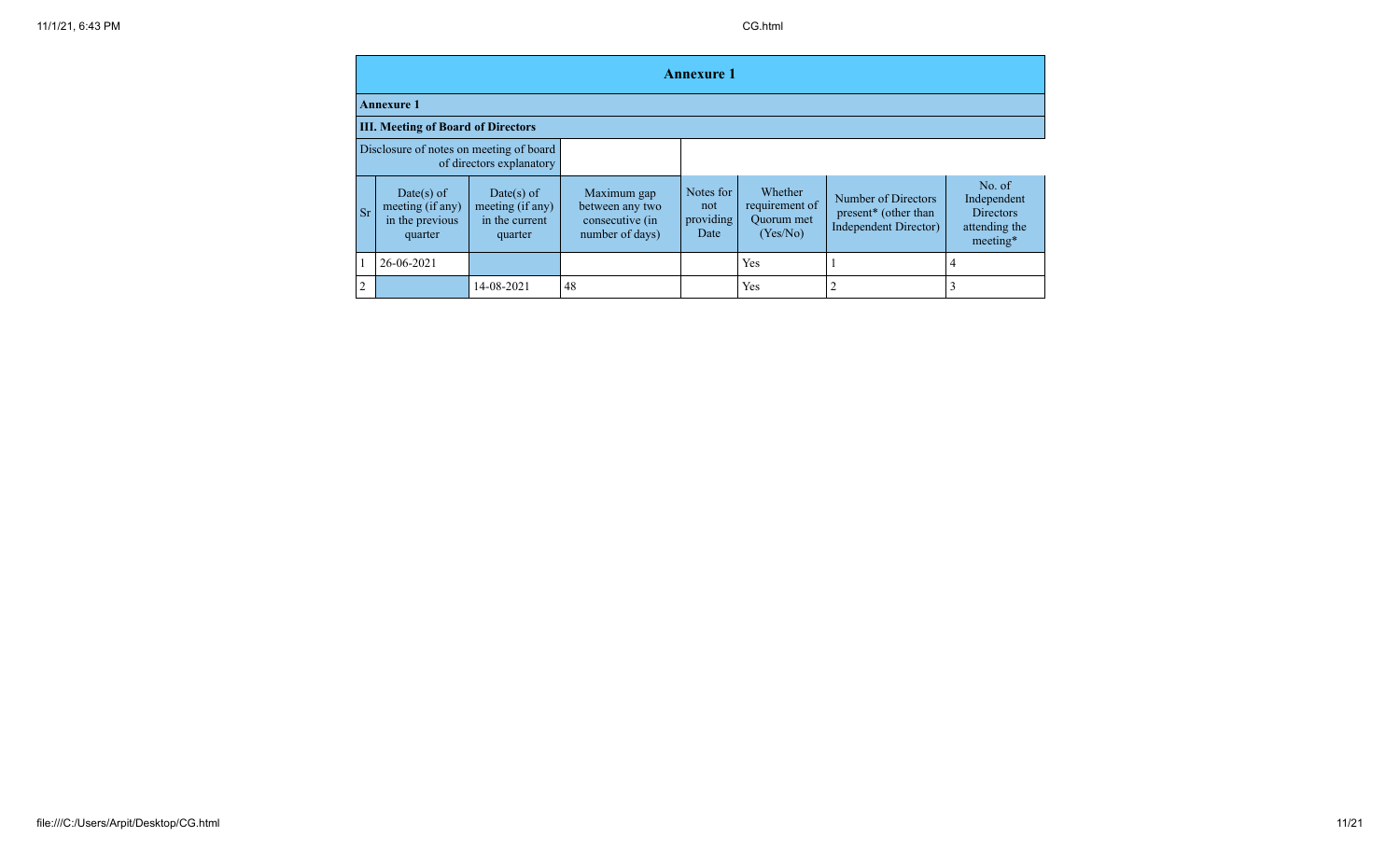## Annexure 1

**Annexure 1**

**III. Meeting of Board of Directors**

| Disclosure of notes on meeting of board of directors explanatory | |
|---|---|

| Sr | Date(s) of meeting (if any) in the previous quarter | Date(s) of meeting (if any) in the current quarter | Maximum gap between any two consecutive (in number of days) | Notes for not providing Date | Whether requirement of Quorum met (Yes/No) | Number of Directors present* (other than Independent Director) | No. of Independent Directors attending the meeting* |
|---|---|---|---|---|---|---|---|
| 1 | 26-06-2021 | | | | Yes | 1 | 4 |
| 2 | | 14-08-2021 | 48 | | Yes | 2 | 3 |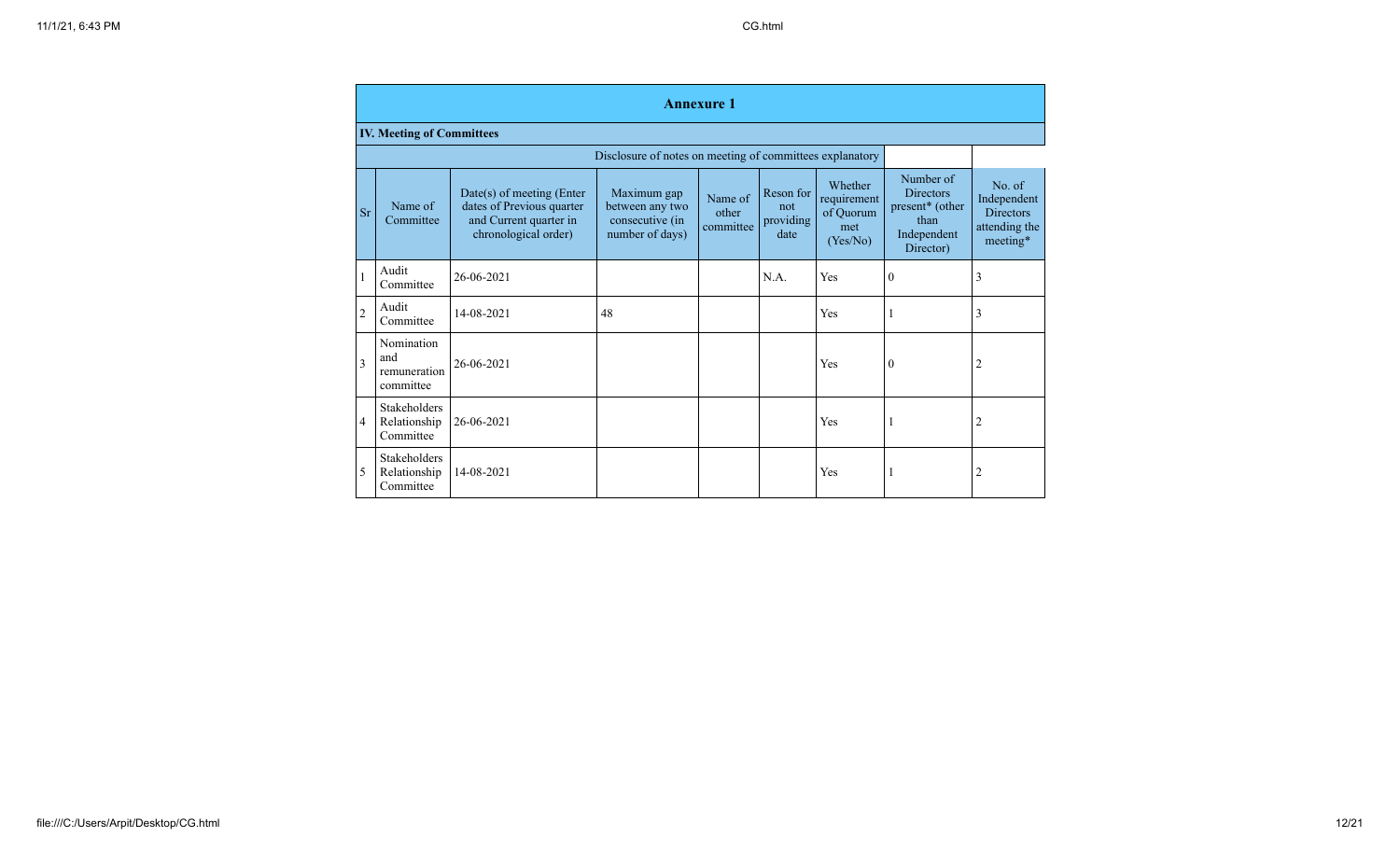## Annexure 1

### IV. Meeting of Committees

Disclosure of notes on meeting of committees explanatory

| Sr | Name of Committee | Date(s) of meeting (Enter dates of Previous quarter and Current quarter in chronological order) | Maximum gap between any two consecutive (in number of days) | Name of other committee | Reson for not providing date | Whether requirement of Quorum met (Yes/No) | Number of Directors present* (other than Independent Director) | No. of Independent Directors attending the meeting* |
|---|---|---|---|---|---|---|---|---|
| 1 | Audit Committee | 26-06-2021 | | | N.A. | Yes | 0 | 3 |
| 2 | Audit Committee | 14-08-2021 | 48 | | | Yes | 1 | 3 |
| 3 | Nomination and remuneration committee | 26-06-2021 | | | | Yes | 0 | 2 |
| 4 | Stakeholders Relationship Committee | 26-06-2021 | | | | Yes | 1 | 2 |
| 5 | Stakeholders Relationship Committee | 14-08-2021 | | | | Yes | 1 | 2 |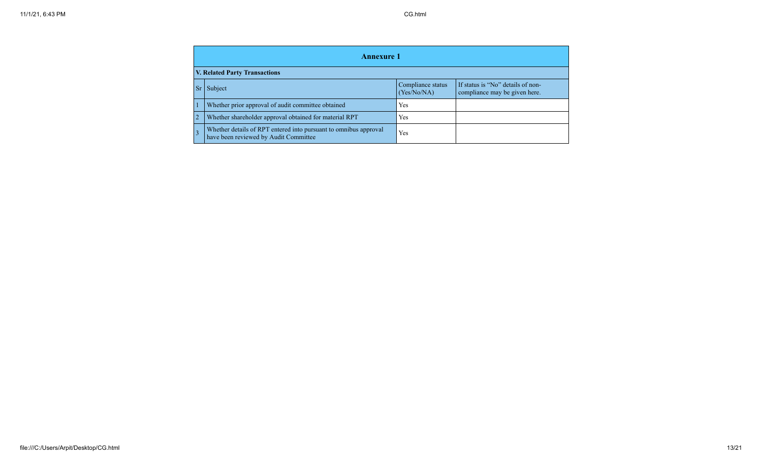## Annexure 1

### V. Related Party Transactions

| Sr | Subject | Compliance status (Yes/No/NA) | If status is "No" details of non-compliance may be given here. |
|---|---|---|---|
| 1 | Whether prior approval of audit committee obtained | Yes | |
| 2 | Whether shareholder approval obtained for material RPT | Yes | |
| 3 | Whether details of RPT entered into pursuant to omnibus approval have been reviewed by Audit Committee | Yes | |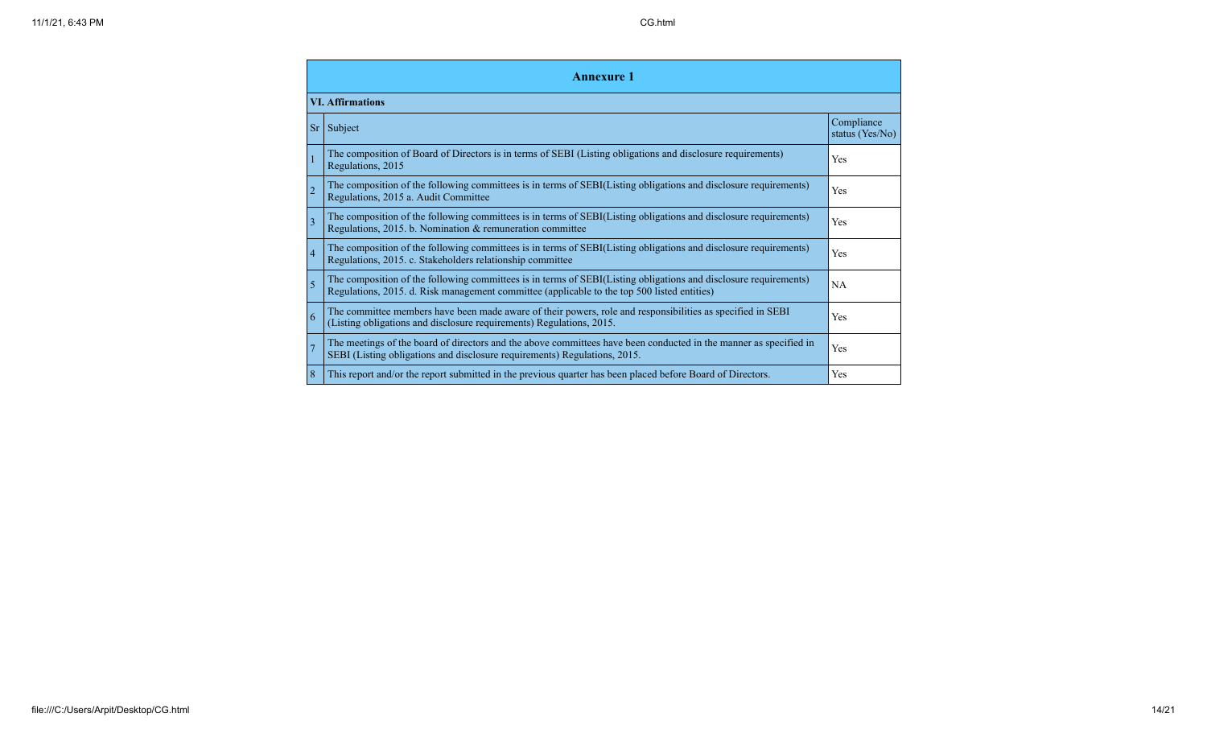## Annexure 1

### VI. Affirmations

| Sr | Subject | Compliance status (Yes/No) |
|---|---|---|
| 1 | The composition of Board of Directors is in terms of SEBI (Listing obligations and disclosure requirements) Regulations, 2015 | Yes |
| 2 | The composition of the following committees is in terms of SEBI(Listing obligations and disclosure requirements) Regulations, 2015 a. Audit Committee | Yes |
| 3 | The composition of the following committees is in terms of SEBI(Listing obligations and disclosure requirements) Regulations, 2015. b. Nomination & remuneration committee | Yes |
| 4 | The composition of the following committees is in terms of SEBI(Listing obligations and disclosure requirements) Regulations, 2015. c. Stakeholders relationship committee | Yes |
| 5 | The composition of the following committees is in terms of SEBI(Listing obligations and disclosure requirements) Regulations, 2015. d. Risk management committee (applicable to the top 500 listed entities) | NA |
| 6 | The committee members have been made aware of their powers, role and responsibilities as specified in SEBI (Listing obligations and disclosure requirements) Regulations, 2015. | Yes |
| 7 | The meetings of the board of directors and the above committees have been conducted in the manner as specified in SEBI (Listing obligations and disclosure requirements) Regulations, 2015. | Yes |
| 8 | This report and/or the report submitted in the previous quarter has been placed before Board of Directors. | Yes |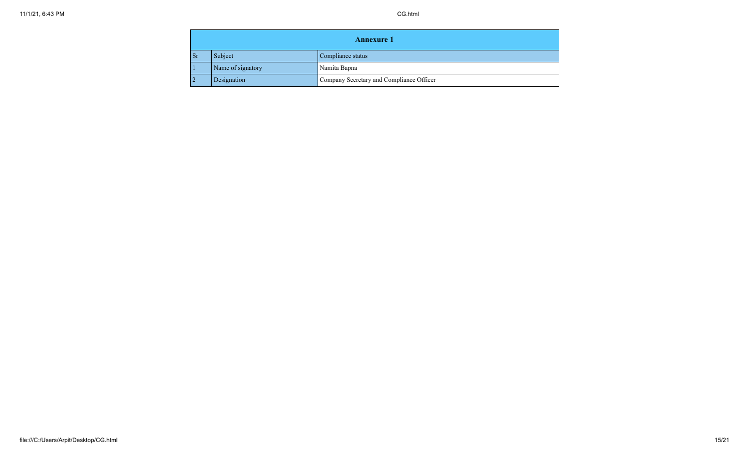| Annexure 1 | | |
|---|---|---|
| Sr | Subject | Compliance status |
| 1 | Name of signatory | Namita Bapna |
| 2 | Designation | Company Secretary and Compliance Officer |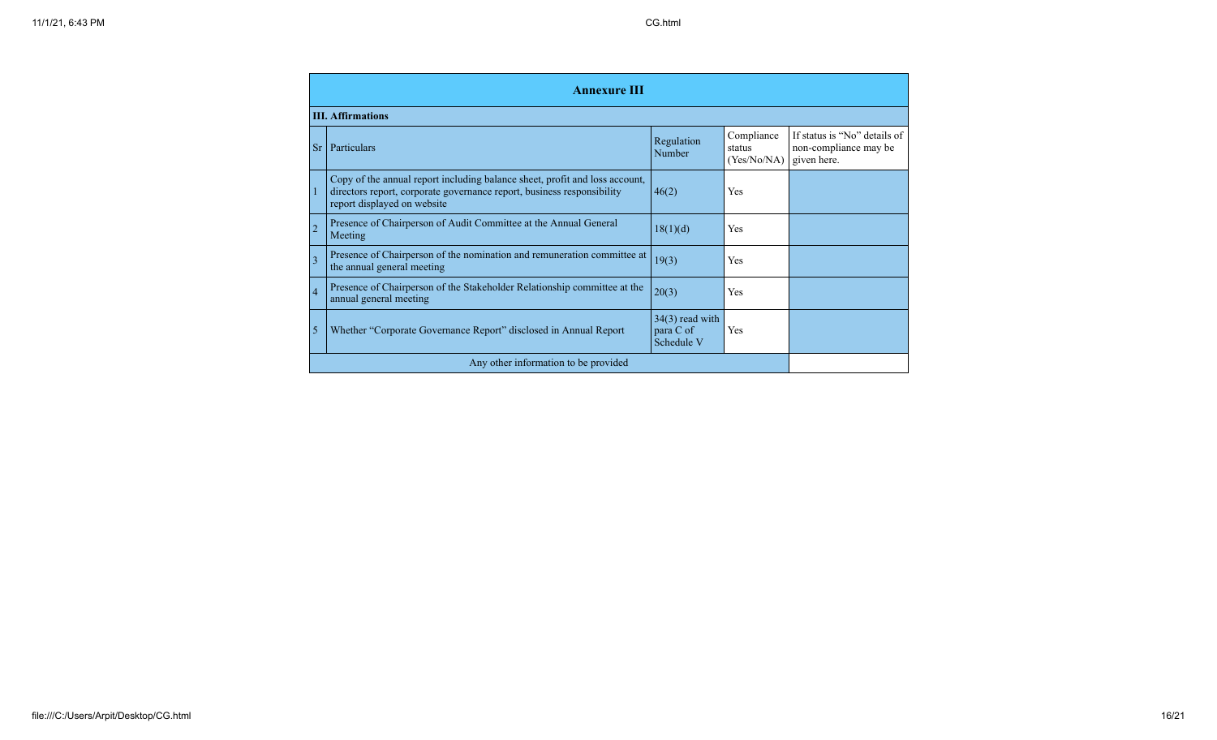## Annexure III

### III. Affirmations

| Sr | Particulars | Regulation Number | Compliance status (Yes/No/NA) | If status is "No" details of non-compliance may be given here. |
|---|---|---|---|---|
| 1 | Copy of the annual report including balance sheet, profit and loss account, directors report, corporate governance report, business responsibility report displayed on website | 46(2) | Yes | |
| 2 | Presence of Chairperson of Audit Committee at the Annual General Meeting | 18(1)(d) | Yes | |
| 3 | Presence of Chairperson of the nomination and remuneration committee at the annual general meeting | 19(3) | Yes | |
| 4 | Presence of Chairperson of the Stakeholder Relationship committee at the annual general meeting | 20(3) | Yes | |
| 5 | Whether "Corporate Governance Report" disclosed in Annual Report | 34(3) read with para C of Schedule V | Yes | |
| | Any other information to be provided | | | |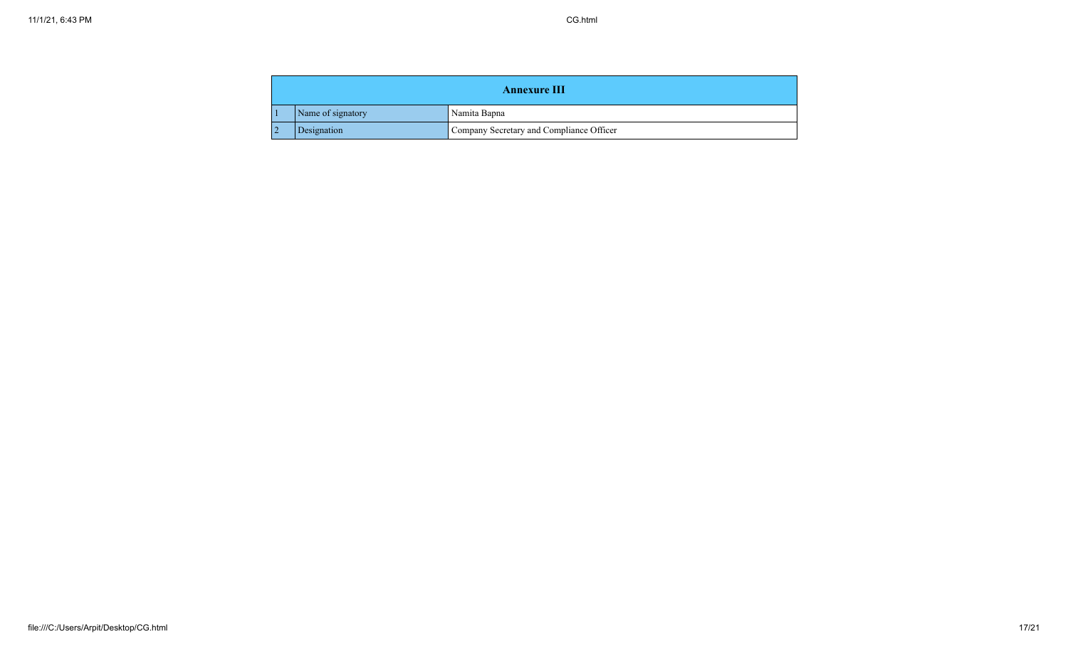| Annexure III | | |
|---|---|---|
| 1 | Name of signatory | Namita Bapna |
| 2 | Designation | Company Secretary and Compliance Officer |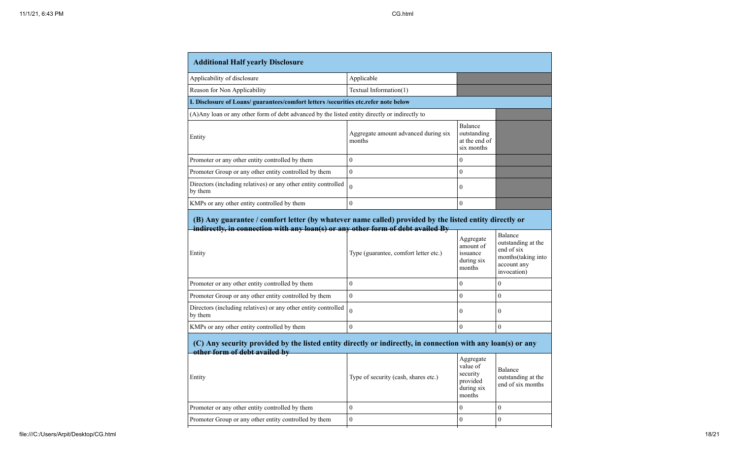| **Additional Half yearly Disclosure** | | | |
|---|---|---|---|
| Applicability of disclosure | Applicable | | |
| Reason for Non Applicability | Textual Information(1) | | |
| **I. Disclosure of Loans/ guarantees/comfort letters /securities etc.refer note below** | | | |
| (A)Any loan or any other form of debt advanced by the listed entity directly or indirectly to | | | |
| Entity | Aggregate amount advanced during six months | Balance outstanding at the end of six months | |
| Promoter or any other entity controlled by them | 0 | 0 | |
| Promoter Group or any other entity controlled by them | 0 | 0 | |
| Directors (including relatives) or any other entity controlled by them | 0 | 0 | |
| KMPs or any other entity controlled by them | 0 | 0 | |

| **(B) Any guarantee / comfort letter (by whatever name called) provided by the listed entity directly or indirectly, in connection with any loan(s) or any other form of debt availed By** | | | |
|---|---|---|---|
| Entity | Type (guarantee, comfort letter etc.) | Aggregate amount of issuance during six months | Balance outstanding at the end of six months(taking into account any invocation) |
| Promoter or any other entity controlled by them | 0 | 0 | 0 |
| Promoter Group or any other entity controlled by them | 0 | 0 | 0 |
| Directors (including relatives) or any other entity controlled by them | 0 | 0 | 0 |
| KMPs or any other entity controlled by them | 0 | 0 | 0 |

| **(C) Any security provided by the listed entity directly or indirectly, in connection with any loan(s) or any other form of debt availed by** | | | |
|---|---|---|---|
| Entity | Type of security (cash, shares etc.) | Aggregate value of security provided during six months | Balance outstanding at the end of six months |
| Promoter or any other entity controlled by them | 0 | 0 | 0 |
| Promoter Group or any other entity controlled by them | 0 | 0 | 0 |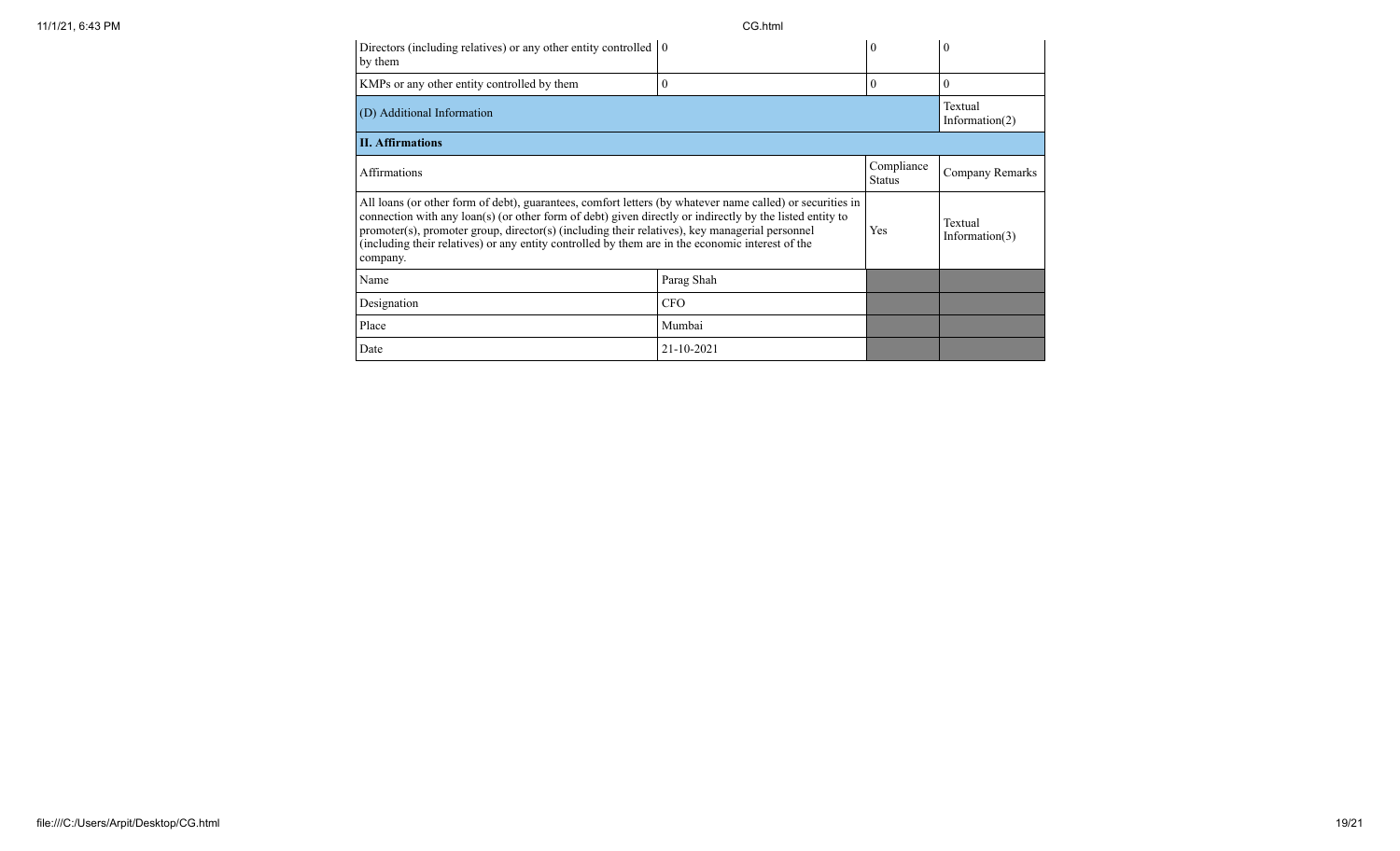| | | | |
|---|---|---|---|
| Directors (including relatives) or any other entity controlled by them | 0 | 0 | 0 |
| KMPs or any other entity controlled by them | 0 | 0 | 0 |
| (D) Additional Information | | | Textual Information(2) |

| **II. Affirmations** | | | |
|---|---|---|---|
| Affirmations | | Compliance Status | Company Remarks |
| All loans (or other form of debt), guarantees, comfort letters (by whatever name called) or securities in connection with any loan(s) (or other form of debt) given directly or indirectly by the listed entity to promoter(s), promoter group, director(s) (including their relatives), key managerial personnel (including their relatives) or any entity controlled by them are in the economic interest of the company. | | Yes | Textual Information(3) |
| Name | Parag Shah | | |
| Designation | CFO | | |
| Place | Mumbai | | |
| Date | 21-10-2021 | | |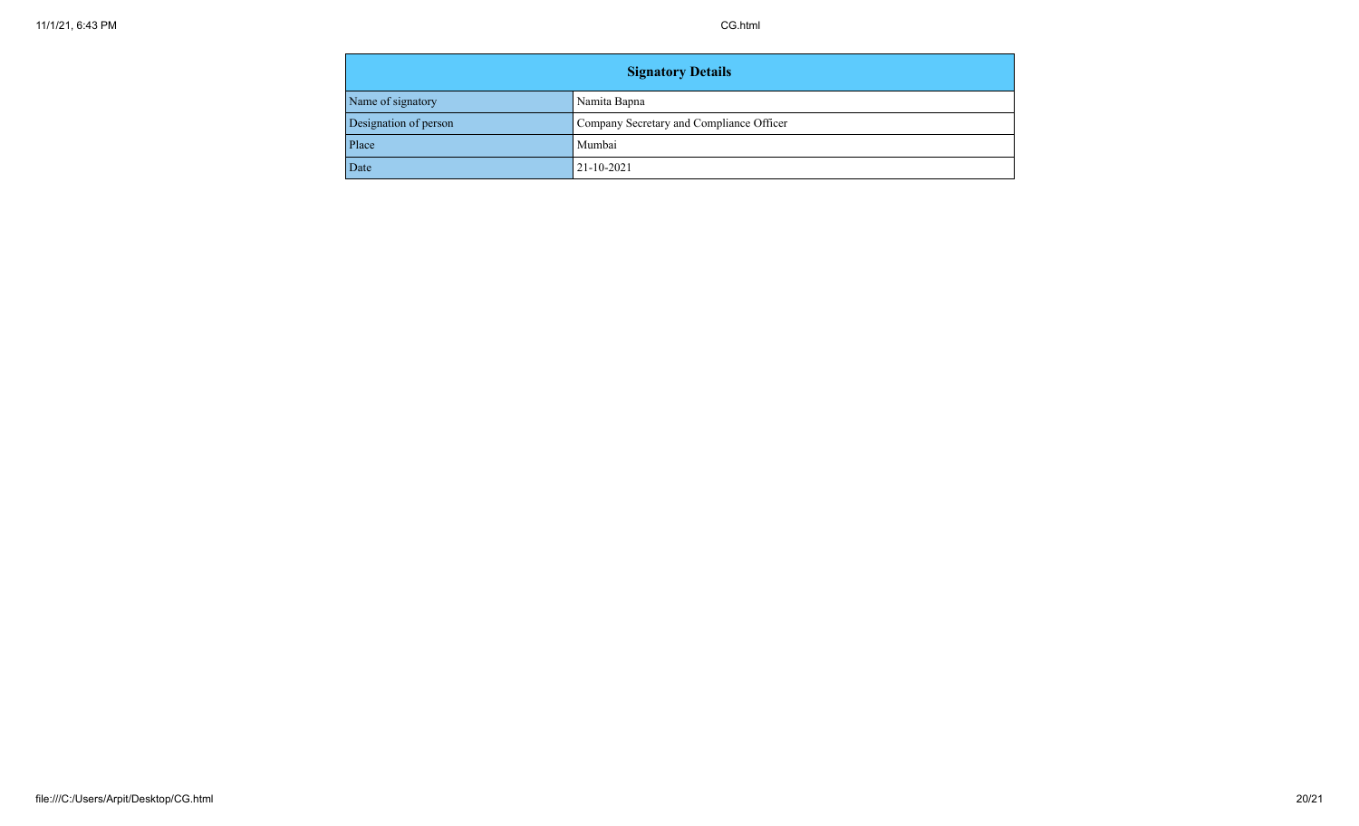| Signatory Details | |
| --- | --- |
| Name of signatory | Namita Bapna |
| Designation of person | Company Secretary and Compliance Officer |
| Place | Mumbai |
| Date | 21-10-2021 |